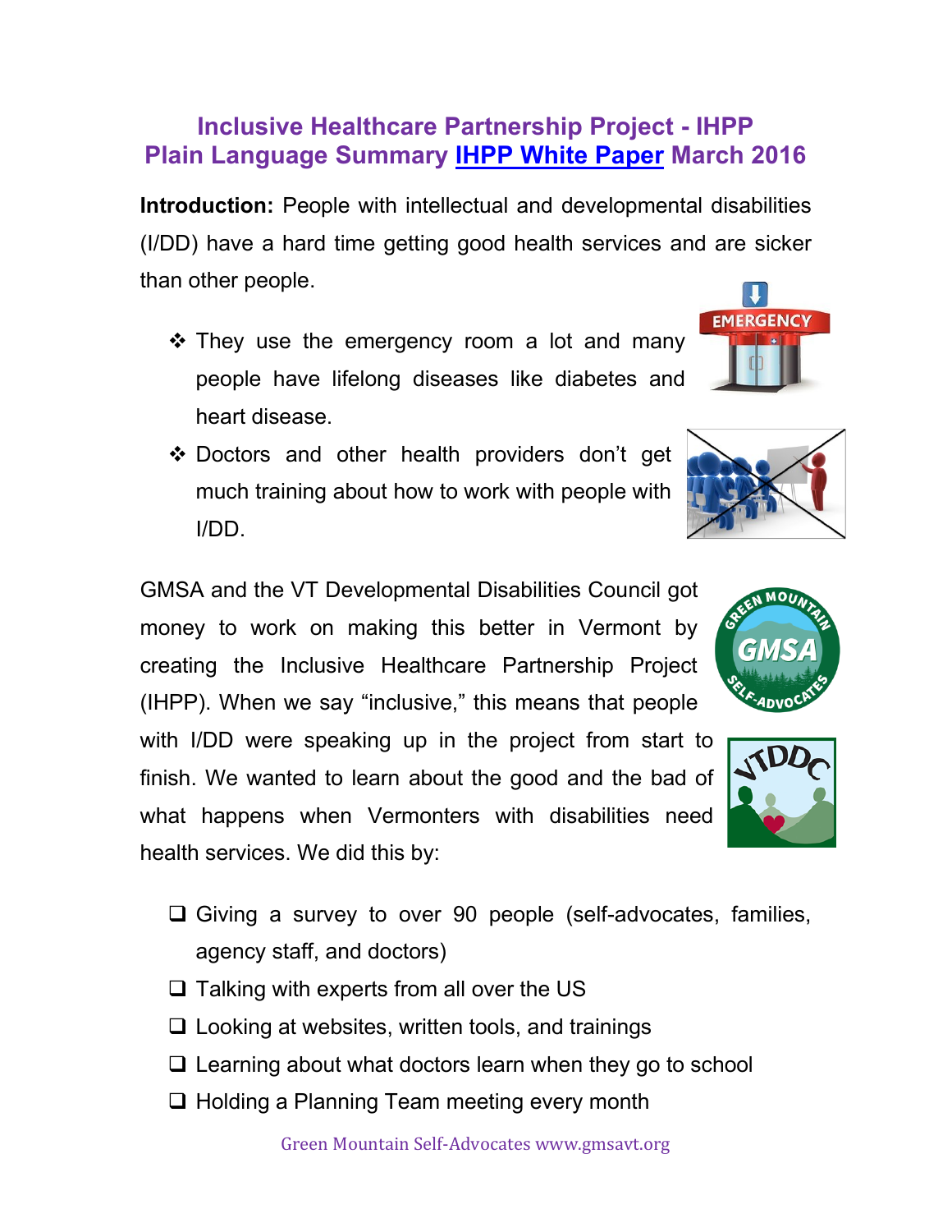# Inclusive Healthcare Partnership Project - IHPP
## Plain Language Summary IHPP White Paper March 2016

**Introduction:** People with intellectual and developmental disabilities (I/DD) have a hard time getting good health services and are sicker than other people.

- They use the emergency room a lot and many people have lifelong diseases like diabetes and heart disease.
- Doctors and other health providers don't get much training about how to work with people with I/DD.

GMSA and the VT Developmental Disabilities Council got money to work on making this better in Vermont by creating the Inclusive Healthcare Partnership Project (IHPP). When we say "inclusive," this means that people with I/DD were speaking up in the project from start to finish. We wanted to learn about the good and the bad of what happens when Vermonters with disabilities need health services. We did this by:

- Giving a survey to over 90 people (self-advocates, families, agency staff, and doctors)
- Talking with experts from all over the US
- Looking at websites, written tools, and trainings
- Learning about what doctors learn when they go to school
- Holding a Planning Team meeting every month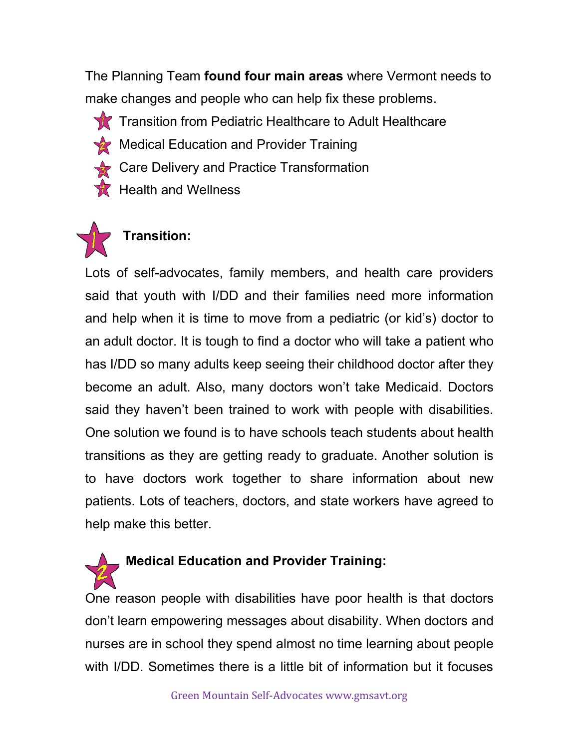The Planning Team **found four main areas** where Vermont needs to make changes and people who can help fix these problems.

1. Transition from Pediatric Healthcare to Adult Healthcare
2. Medical Education and Provider Training
3. Care Delivery and Practice Transformation
4. Health and Wellness

## 1 Transition:

Lots of self-advocates, family members, and health care providers said that youth with I/DD and their families need more information and help when it is time to move from a pediatric (or kid's) doctor to an adult doctor. It is tough to find a doctor who will take a patient who has I/DD so many adults keep seeing their childhood doctor after they become an adult. Also, many doctors won't take Medicaid. Doctors said they haven't been trained to work with people with disabilities. One solution we found is to have schools teach students about health transitions as they are getting ready to graduate. Another solution is to have doctors work together to share information about new patients. Lots of teachers, doctors, and state workers have agreed to help make this better.

## 2 Medical Education and Provider Training:

One reason people with disabilities have poor health is that doctors don't learn empowering messages about disability. When doctors and nurses are in school they spend almost no time learning about people with I/DD. Sometimes there is a little bit of information but it focuses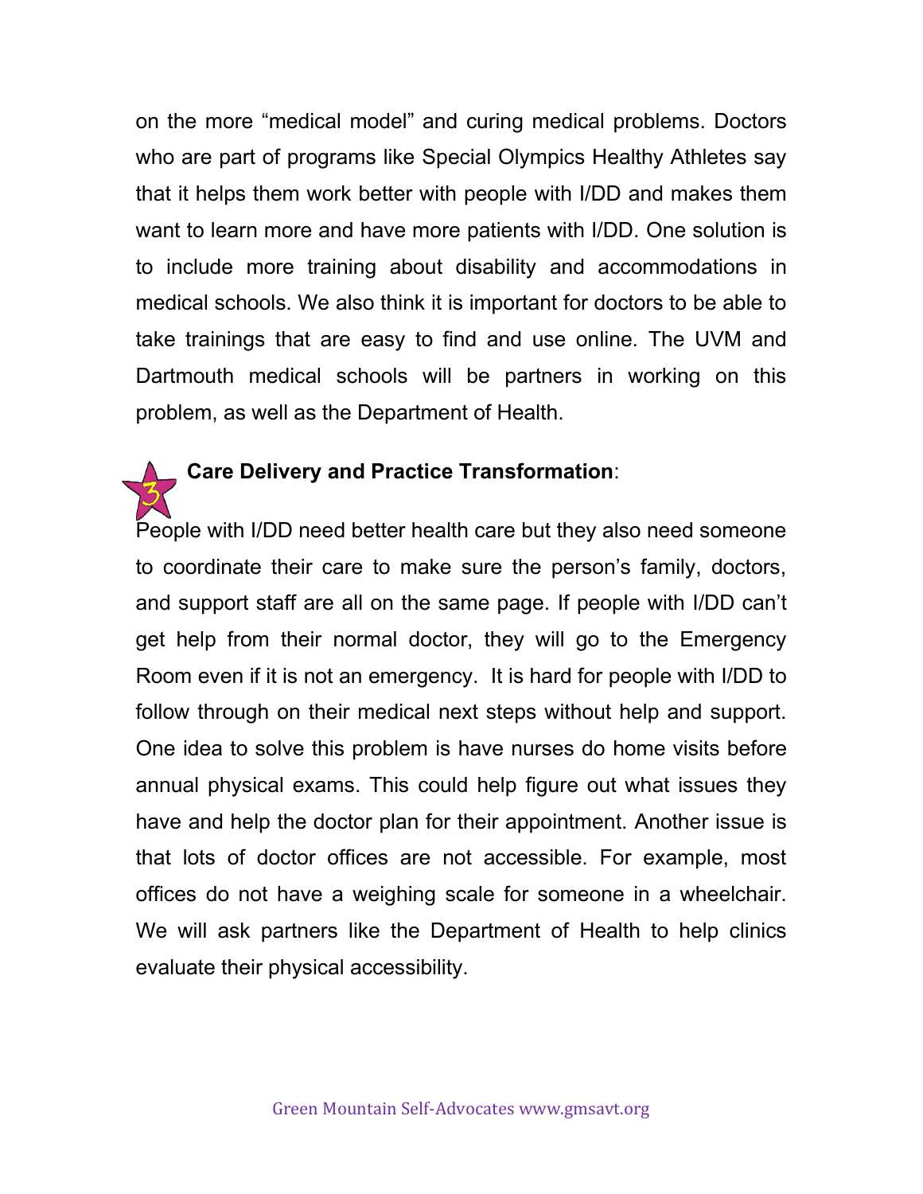on the more “medical model” and curing medical problems. Doctors who are part of programs like Special Olympics Healthy Athletes say that it helps them work better with people with I/DD and makes them want to learn more and have more patients with I/DD. One solution is to include more training about disability and accommodations in medical schools. We also think it is important for doctors to be able to take trainings that are easy to find and use online. The UVM and Dartmouth medical schools will be partners in working on this problem, as well as the Department of Health.

**3. Care Delivery and Practice Transformation**:

People with I/DD need better health care but they also need someone to coordinate their care to make sure the person’s family, doctors, and support staff are all on the same page. If people with I/DD can’t get help from their normal doctor, they will go to the Emergency Room even if it is not an emergency. It is hard for people with I/DD to follow through on their medical next steps without help and support. One idea to solve this problem is have nurses do home visits before annual physical exams. This could help figure out what issues they have and help the doctor plan for their appointment. Another issue is that lots of doctor offices are not accessible. For example, most offices do not have a weighing scale for someone in a wheelchair. We will ask partners like the Department of Health to help clinics evaluate their physical accessibility.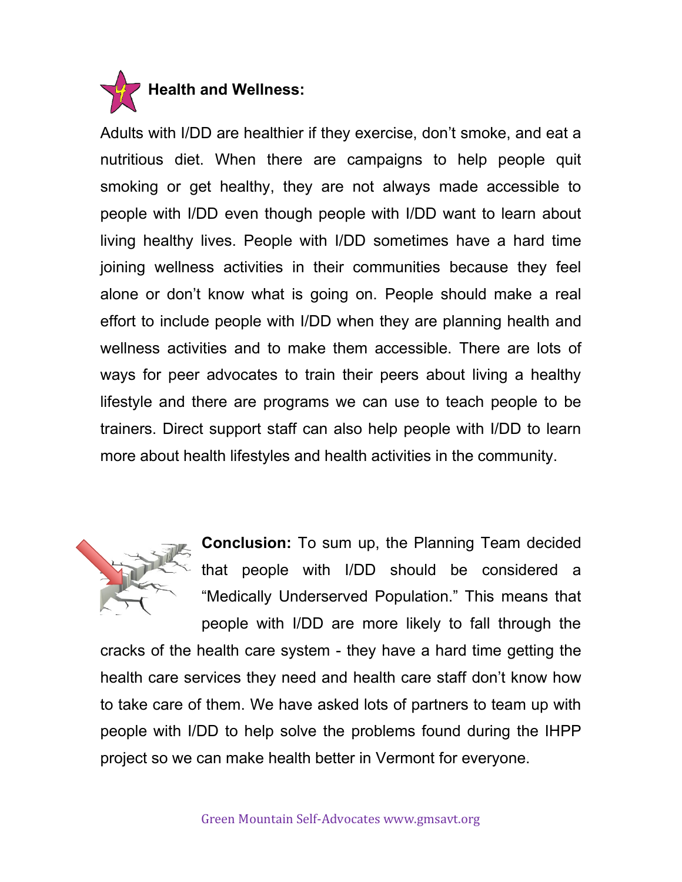## 4 Health and Wellness:

Adults with I/DD are healthier if they exercise, don't smoke, and eat a nutritious diet. When there are campaigns to help people quit smoking or get healthy, they are not always made accessible to people with I/DD even though people with I/DD want to learn about living healthy lives. People with I/DD sometimes have a hard time joining wellness activities in their communities because they feel alone or don't know what is going on. People should make a real effort to include people with I/DD when they are planning health and wellness activities and to make them accessible. There are lots of ways for peer advocates to train their peers about living a healthy lifestyle and there are programs we can use to teach people to be trainers. Direct support staff can also help people with I/DD to learn more about health lifestyles and health activities in the community.

**Conclusion:** To sum up, the Planning Team decided that people with I/DD should be considered a "Medically Underserved Population." This means that people with I/DD are more likely to fall through the cracks of the health care system - they have a hard time getting the health care services they need and health care staff don't know how to take care of them. We have asked lots of partners to team up with people with I/DD to help solve the problems found during the IHPP project so we can make health better in Vermont for everyone.